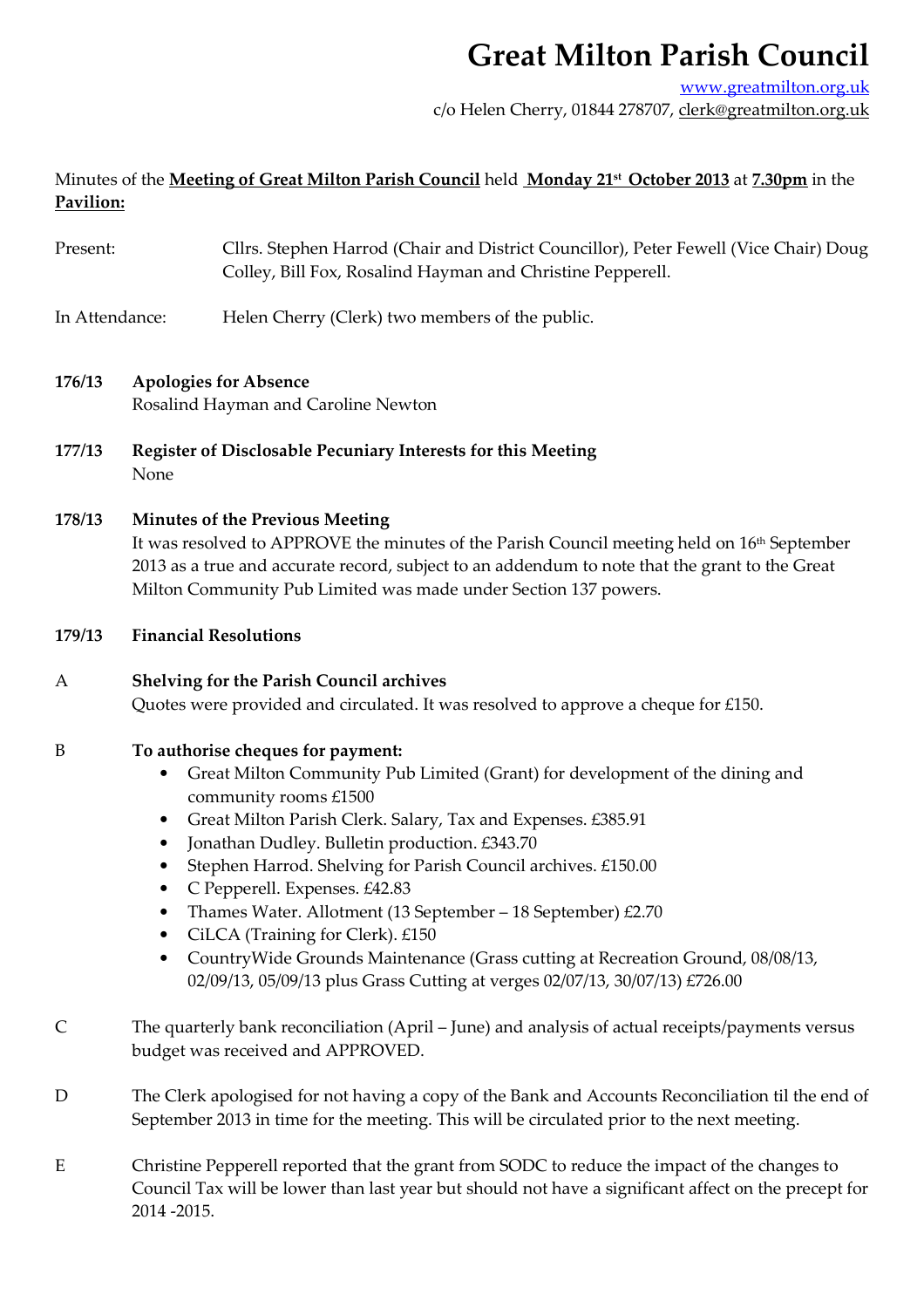# Great Milton Parish Council

www.greatmilton.org.uk
c/o Helen Cherry, 01844 278707, clerk@greatmilton.org.uk

Minutes of the **Meeting of Great Milton Parish Council** held **Monday 21st October 2013** at **7.30pm** in the **Pavilion:**

Present: Cllrs. Stephen Harrod (Chair and District Councillor), Peter Fewell (Vice Chair) Doug Colley, Bill Fox, Rosalind Hayman and Christine Pepperell.

In Attendance: Helen Cherry (Clerk) two members of the public.

**176/13 Apologies for Absence**
Rosalind Hayman and Caroline Newton

**177/13 Register of Disclosable Pecuniary Interests for this Meeting**
None

**178/13 Minutes of the Previous Meeting**
It was resolved to APPROVE the minutes of the Parish Council meeting held on 16th September 2013 as a true and accurate record, subject to an addendum to note that the grant to the Great Milton Community Pub Limited was made under Section 137 powers.

**179/13 Financial Resolutions**

A **Shelving for the Parish Council archives**
Quotes were provided and circulated. It was resolved to approve a cheque for £150.

B **To authorise cheques for payment:**

- Great Milton Community Pub Limited (Grant) for development of the dining and community rooms £1500
- Great Milton Parish Clerk. Salary, Tax and Expenses. £385.91
- Jonathan Dudley. Bulletin production. £343.70
- Stephen Harrod. Shelving for Parish Council archives. £150.00
- C Pepperell. Expenses. £42.83
- Thames Water. Allotment (13 September – 18 September) £2.70
- CiLCA (Training for Clerk). £150
- CountryWide Grounds Maintenance (Grass cutting at Recreation Ground, 08/08/13, 02/09/13, 05/09/13 plus Grass Cutting at verges 02/07/13, 30/07/13) £726.00

C The quarterly bank reconciliation (April – June) and analysis of actual receipts/payments versus budget was received and APPROVED.

D The Clerk apologised for not having a copy of the Bank and Accounts Reconciliation til the end of September 2013 in time for the meeting. This will be circulated prior to the next meeting.

E Christine Pepperell reported that the grant from SODC to reduce the impact of the changes to Council Tax will be lower than last year but should not have a significant affect on the precept for 2014 -2015.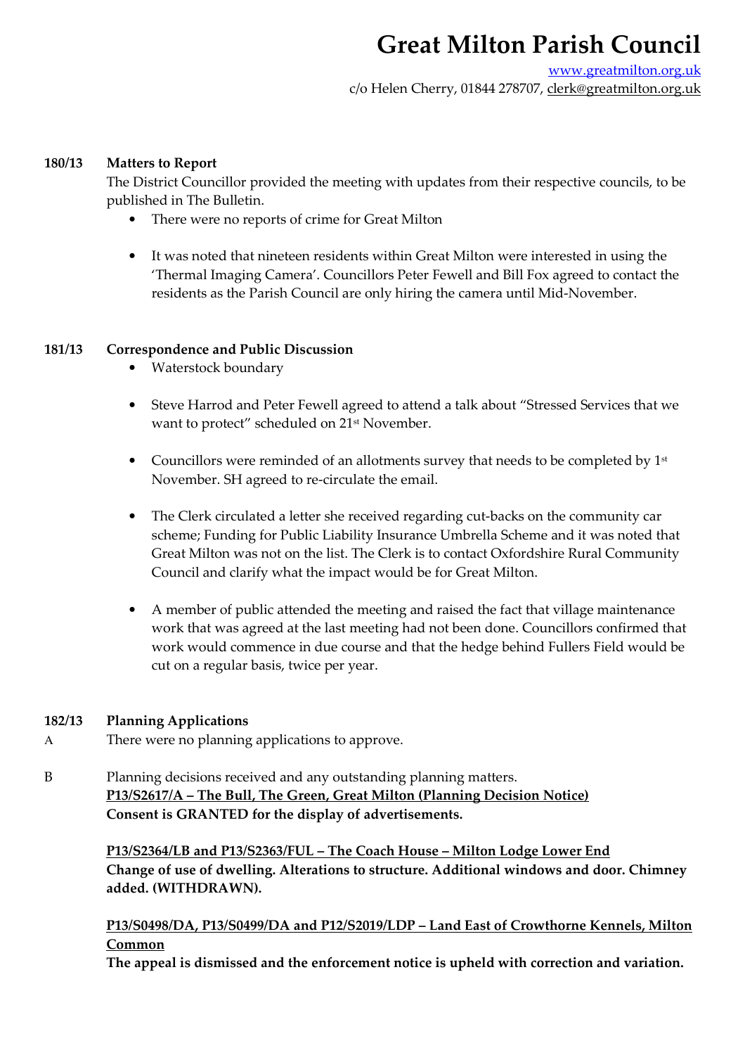# Great Milton Parish Council

www.greatmilton.org.uk
c/o Helen Cherry, 01844 278707, clerk@greatmilton.org.uk

**180/13 Matters to Report**

The District Councillor provided the meeting with updates from their respective councils, to be published in The Bulletin.

- There were no reports of crime for Great Milton
- It was noted that nineteen residents within Great Milton were interested in using the 'Thermal Imaging Camera'. Councillors Peter Fewell and Bill Fox agreed to contact the residents as the Parish Council are only hiring the camera until Mid-November.

**181/13 Correspondence and Public Discussion**

- Waterstock boundary
- Steve Harrod and Peter Fewell agreed to attend a talk about "Stressed Services that we want to protect" scheduled on 21st November.
- Councillors were reminded of an allotments survey that needs to be completed by 1st November. SH agreed to re-circulate the email.
- The Clerk circulated a letter she received regarding cut-backs on the community car scheme; Funding for Public Liability Insurance Umbrella Scheme and it was noted that Great Milton was not on the list. The Clerk is to contact Oxfordshire Rural Community Council and clarify what the impact would be for Great Milton.
- A member of public attended the meeting and raised the fact that village maintenance work that was agreed at the last meeting had not been done. Councillors confirmed that work would commence in due course and that the hedge behind Fullers Field would be cut on a regular basis, twice per year.

**182/13 Planning Applications**

A There were no planning applications to approve.

B Planning decisions received and any outstanding planning matters.

**P13/S2617/A – The Bull, The Green, Great Milton (Planning Decision Notice)**
**Consent is GRANTED for the display of advertisements.**

**P13/S2364/LB and P13/S2363/FUL – The Coach House – Milton Lodge Lower End**
**Change of use of dwelling. Alterations to structure. Additional windows and door. Chimney added. (WITHDRAWN).**

**P13/S0498/DA, P13/S0499/DA and P12/S2019/LDP – Land East of Crowthorne Kennels, Milton Common**
**The appeal is dismissed and the enforcement notice is upheld with correction and variation.**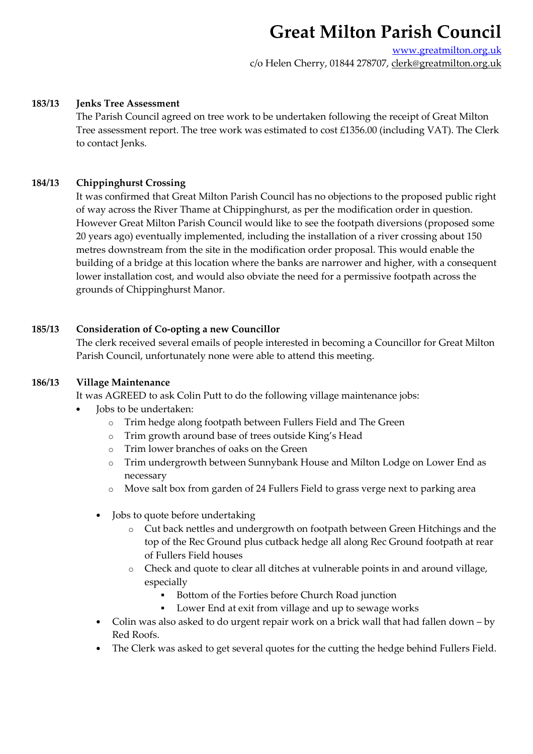# Great Milton Parish Council

www.greatmilton.org.uk
c/o Helen Cherry, 01844 278707, clerk@greatmilton.org.uk

**183/13 Jenks Tree Assessment**

The Parish Council agreed on tree work to be undertaken following the receipt of Great Milton Tree assessment report. The tree work was estimated to cost £1356.00 (including VAT). The Clerk to contact Jenks.

**184/13 Chippinghurst Crossing**

It was confirmed that Great Milton Parish Council has no objections to the proposed public right of way across the River Thame at Chippinghurst, as per the modification order in question. However Great Milton Parish Council would like to see the footpath diversions (proposed some 20 years ago) eventually implemented, including the installation of a river crossing about 150 metres downstream from the site in the modification order proposal. This would enable the building of a bridge at this location where the banks are narrower and higher, with a consequent lower installation cost, and would also obviate the need for a permissive footpath across the grounds of Chippinghurst Manor.

**185/13 Consideration of Co-opting a new Councillor**

The clerk received several emails of people interested in becoming a Councillor for Great Milton Parish Council, unfortunately none were able to attend this meeting.

**186/13 Village Maintenance**

It was AGREED to ask Colin Putt to do the following village maintenance jobs:

- Jobs to be undertaken:
  - Trim hedge along footpath between Fullers Field and The Green
  - Trim growth around base of trees outside King's Head
  - Trim lower branches of oaks on the Green
  - Trim undergrowth between Sunnybank House and Milton Lodge on Lower End as necessary
  - Move salt box from garden of 24 Fullers Field to grass verge next to parking area

- Jobs to quote before undertaking
  - Cut back nettles and undergrowth on footpath between Green Hitchings and the top of the Rec Ground plus cutback hedge all along Rec Ground footpath at rear of Fullers Field houses
  - Check and quote to clear all ditches at vulnerable points in and around village, especially
    - Bottom of the Forties before Church Road junction
    - Lower End at exit from village and up to sewage works
- Colin was also asked to do urgent repair work on a brick wall that had fallen down – by Red Roofs.
- The Clerk was asked to get several quotes for the cutting the hedge behind Fullers Field.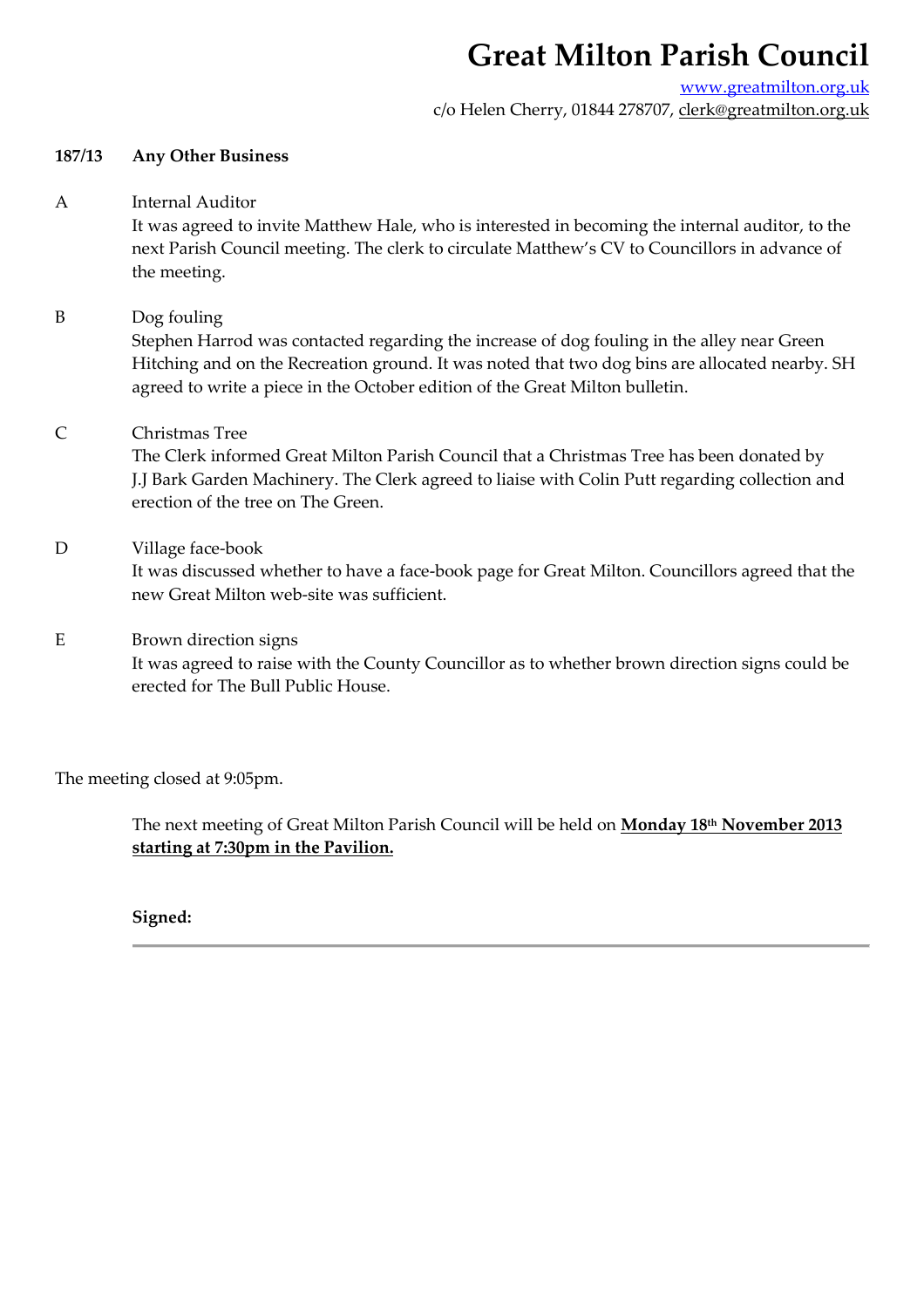# Great Milton Parish Council

www.greatmilton.org.uk
c/o Helen Cherry, 01844 278707, clerk@greatmilton.org.uk

**187/13 Any Other Business**

A Internal Auditor

It was agreed to invite Matthew Hale, who is interested in becoming the internal auditor, to the next Parish Council meeting. The clerk to circulate Matthew's CV to Councillors in advance of the meeting.

B Dog fouling

Stephen Harrod was contacted regarding the increase of dog fouling in the alley near Green Hitching and on the Recreation ground. It was noted that two dog bins are allocated nearby. SH agreed to write a piece in the October edition of the Great Milton bulletin.

C Christmas Tree

The Clerk informed Great Milton Parish Council that a Christmas Tree has been donated by J.J Bark Garden Machinery. The Clerk agreed to liaise with Colin Putt regarding collection and erection of the tree on The Green.

D Village face-book

It was discussed whether to have a face-book page for Great Milton. Councillors agreed that the new Great Milton web-site was sufficient.

E Brown direction signs

It was agreed to raise with the County Councillor as to whether brown direction signs could be erected for The Bull Public House.

The meeting closed at 9:05pm.

The next meeting of Great Milton Parish Council will be held on **Monday 18th November 2013 starting at 7:30pm in the Pavilion.**

**Signed:**